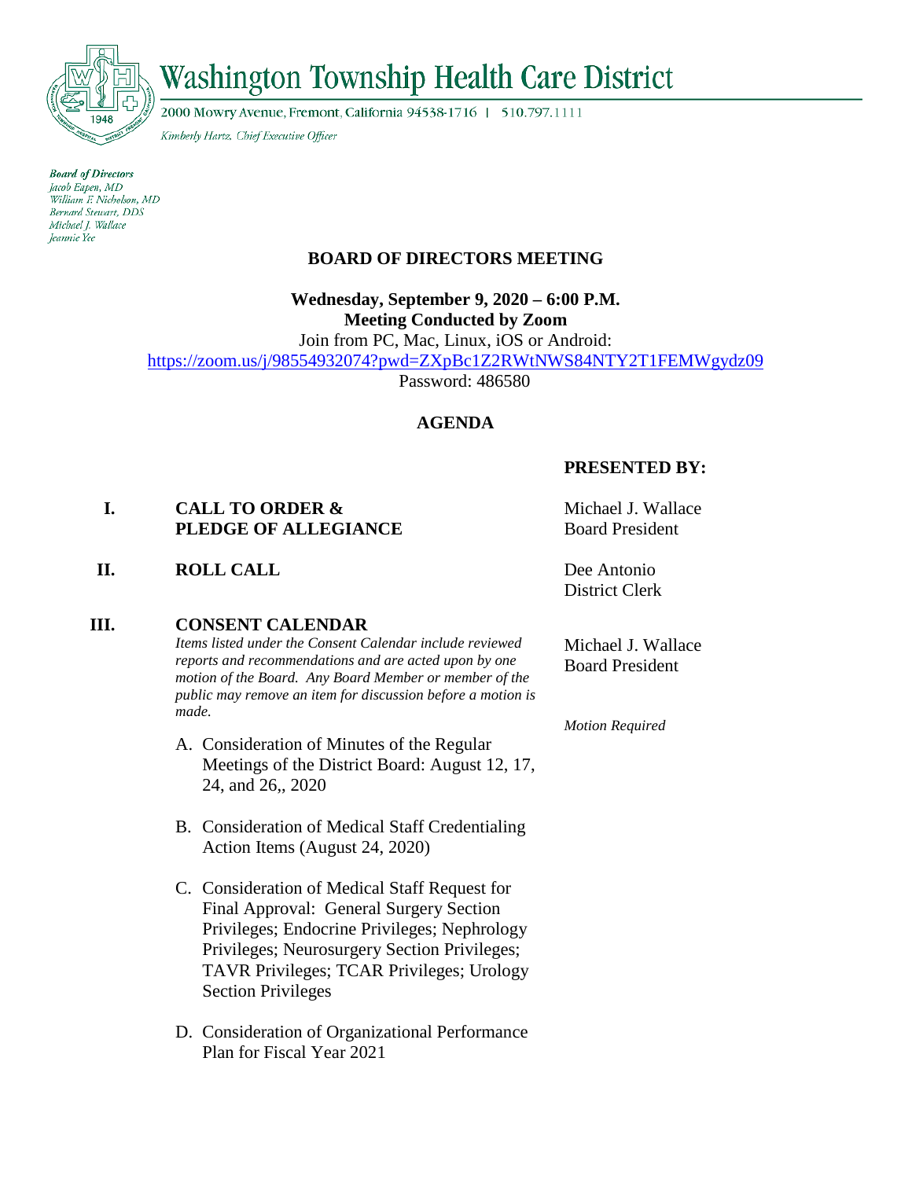# Washington Township Health Care District

2000 Mowry Avenue, Fremont, California 94538-1716 | 510.797.1111

*Kimberly Hartz, Chief Executive Officer*

***Board of Directors***
*Jacob Eapen, MD*
*William F. Nicholson, MD*
*Bernard Stewart, DDS*
*Michael J. Wallace*
*Jeannie Yee*

## BOARD OF DIRECTORS MEETING

**Wednesday, September 9, 2020 – 6:00 P.M.**
**Meeting Conducted by Zoom**
Join from PC, Mac, Linux, iOS or Android:
https://zoom.us/j/98554932074?pwd=ZXpBc1Z2RWtNWS84NTY2T1FEMWgydz09
Password: 486580

## AGENDA

| | | **PRESENTED BY:** |
|---|---|---|
| **I.** | **CALL TO ORDER & PLEDGE OF ALLEGIANCE** | Michael J. Wallace<br>Board President |
| **II.** | **ROLL CALL** | Dee Antonio<br>District Clerk |
| **III.** | **CONSENT CALENDAR**<br>*Items listed under the Consent Calendar include reviewed reports and recommendations and are acted upon by one motion of the Board. Any Board Member or member of the public may remove an item for discussion before a motion is made.* | Michael J. Wallace<br>Board President<br><br>*Motion Required* |

A. Consideration of Minutes of the Regular Meetings of the District Board: August 12, 17, 24, and 26,, 2020

B. Consideration of Medical Staff Credentialing Action Items (August 24, 2020)

C. Consideration of Medical Staff Request for Final Approval: General Surgery Section Privileges; Endocrine Privileges; Nephrology Privileges; Neurosurgery Section Privileges; TAVR Privileges; TCAR Privileges; Urology Section Privileges

D. Consideration of Organizational Performance Plan for Fiscal Year 2021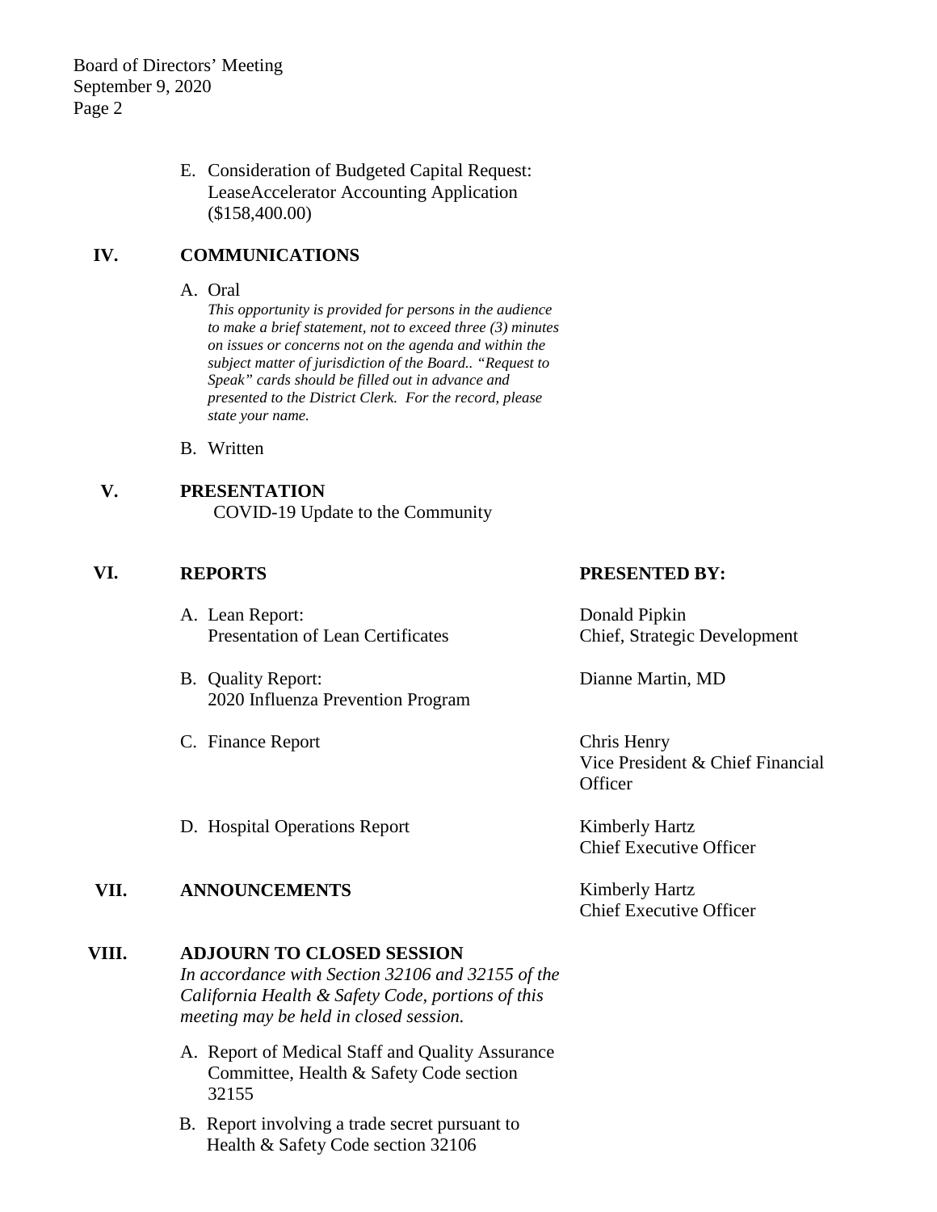E. Consideration of Budgeted Capital Request: LeaseAccelerator Accounting Application ($158,400.00)

## IV. COMMUNICATIONS

A. Oral

*This opportunity is provided for persons in the audience to make a brief statement, not to exceed three (3) minutes on issues or concerns not on the agenda and within the subject matter of jurisdiction of the Board.. "Request to Speak" cards should be filled out in advance and presented to the District Clerk. For the record, please state your name.*

B. Written

## V. PRESENTATION

COVID-19 Update to the Community

## VI. REPORTS

| REPORTS | PRESENTED BY: |
| --- | --- |
| A. Lean Report: Presentation of Lean Certificates | Donald Pipkin, Chief, Strategic Development |
| B. Quality Report: 2020 Influenza Prevention Program | Dianne Martin, MD |
| C. Finance Report | Chris Henry, Vice President & Chief Financial Officer |
| D. Hospital Operations Report | Kimberly Hartz, Chief Executive Officer |

## VII. ANNOUNCEMENTS

Kimberly Hartz
Chief Executive Officer

## VIII. ADJOURN TO CLOSED SESSION

*In accordance with Section 32106 and 32155 of the California Health & Safety Code, portions of this meeting may be held in closed session.*

A. Report of Medical Staff and Quality Assurance Committee, Health & Safety Code section 32155

B. Report involving a trade secret pursuant to Health & Safety Code section 32106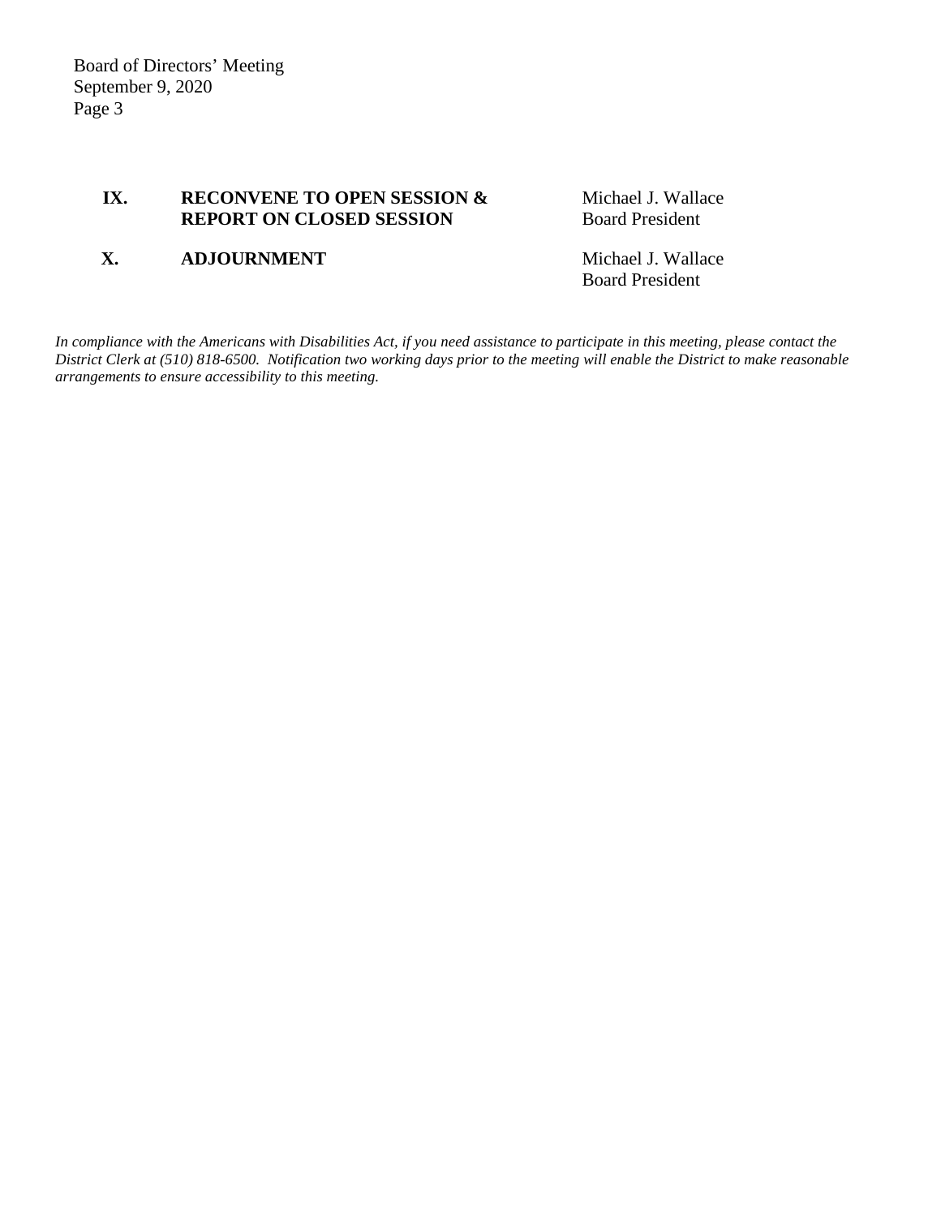| | | |
|---|---|---|
| **IX.** | **RECONVENE TO OPEN SESSION & REPORT ON CLOSED SESSION** | Michael J. Wallace<br>Board President |
| **X.** | **ADJOURNMENT** | Michael J. Wallace<br>Board President |

*In compliance with the Americans with Disabilities Act, if you need assistance to participate in this meeting, please contact the District Clerk at (510) 818-6500. Notification two working days prior to the meeting will enable the District to make reasonable arrangements to ensure accessibility to this meeting.*